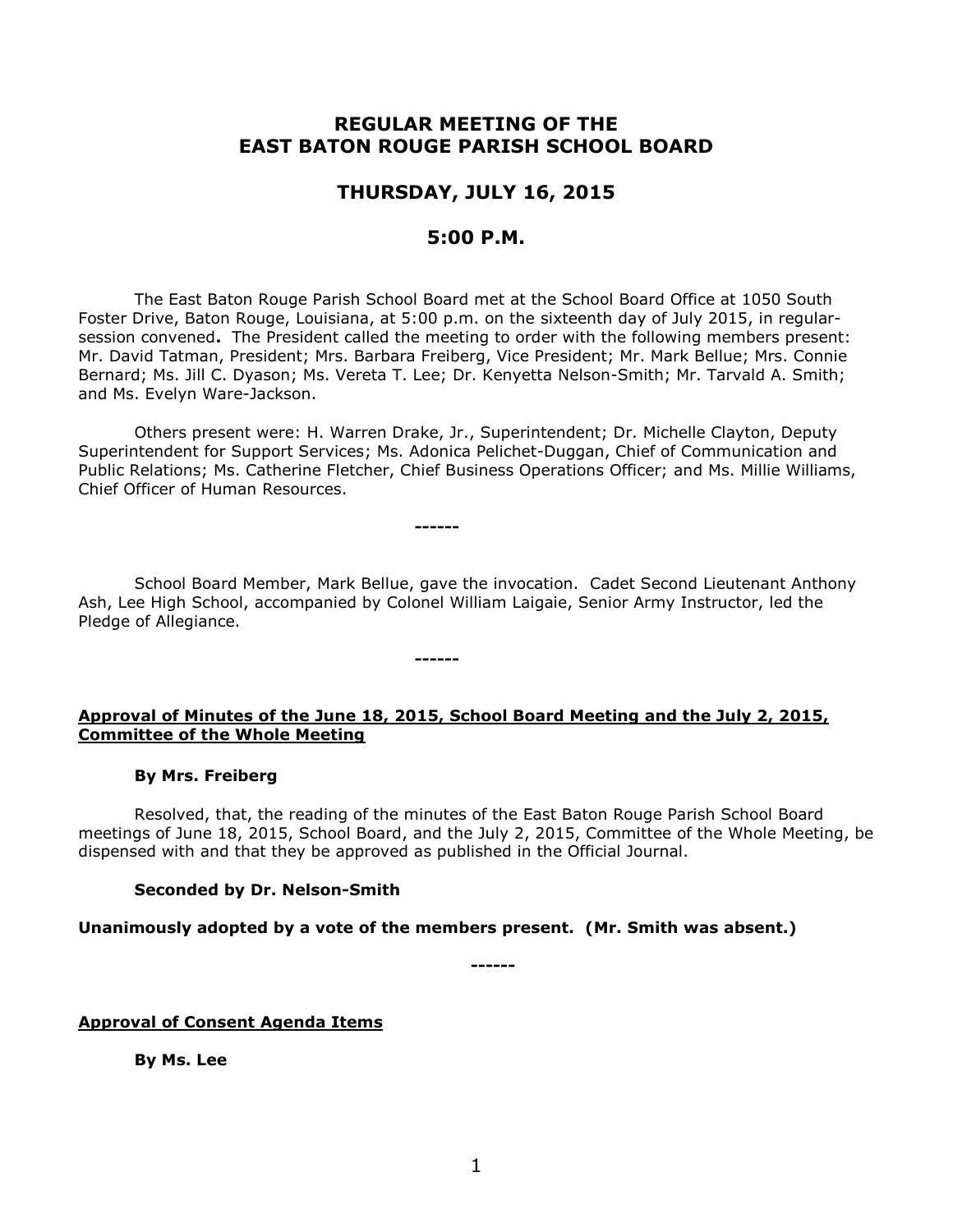# REGULAR MEETING OF THE EAST BATON ROUGE PARISH SCHOOL BOARD

## THURSDAY, JULY 16, 2015

## 5:00 P.M.

The East Baton Rouge Parish School Board met at the School Board Office at 1050 South Foster Drive, Baton Rouge, Louisiana, at 5:00 p.m. on the sixteenth day of July 2015, in regular-session convened**.** The President called the meeting to order with the following members present: Mr. David Tatman, President; Mrs. Barbara Freiberg, Vice President; Mr. Mark Bellue; Mrs. Connie Bernard; Ms. Jill C. Dyason; Ms. Vereta T. Lee; Dr. Kenyetta Nelson-Smith; Mr. Tarvald A. Smith; and Ms. Evelyn Ware-Jackson.

Others present were: H. Warren Drake, Jr., Superintendent; Dr. Michelle Clayton, Deputy Superintendent for Support Services; Ms. Adonica Pelichet-Duggan, Chief of Communication and Public Relations; Ms. Catherine Fletcher, Chief Business Operations Officer; and Ms. Millie Williams, Chief Officer of Human Resources.

**------**

School Board Member, Mark Bellue, gave the invocation. Cadet Second Lieutenant Anthony Ash, Lee High School, accompanied by Colonel William Laigaie, Senior Army Instructor, led the Pledge of Allegiance.

**------**

**Approval of Minutes of the June 18, 2015, School Board Meeting and the July 2, 2015, Committee of the Whole Meeting**

**By Mrs. Freiberg**

Resolved, that, the reading of the minutes of the East Baton Rouge Parish School Board meetings of June 18, 2015, School Board, and the July 2, 2015, Committee of the Whole Meeting, be dispensed with and that they be approved as published in the Official Journal.

**Seconded by Dr. Nelson-Smith**

**Unanimously adopted by a vote of the members present. (Mr. Smith was absent.)**

**------**

**Approval of Consent Agenda Items**

**By Ms. Lee**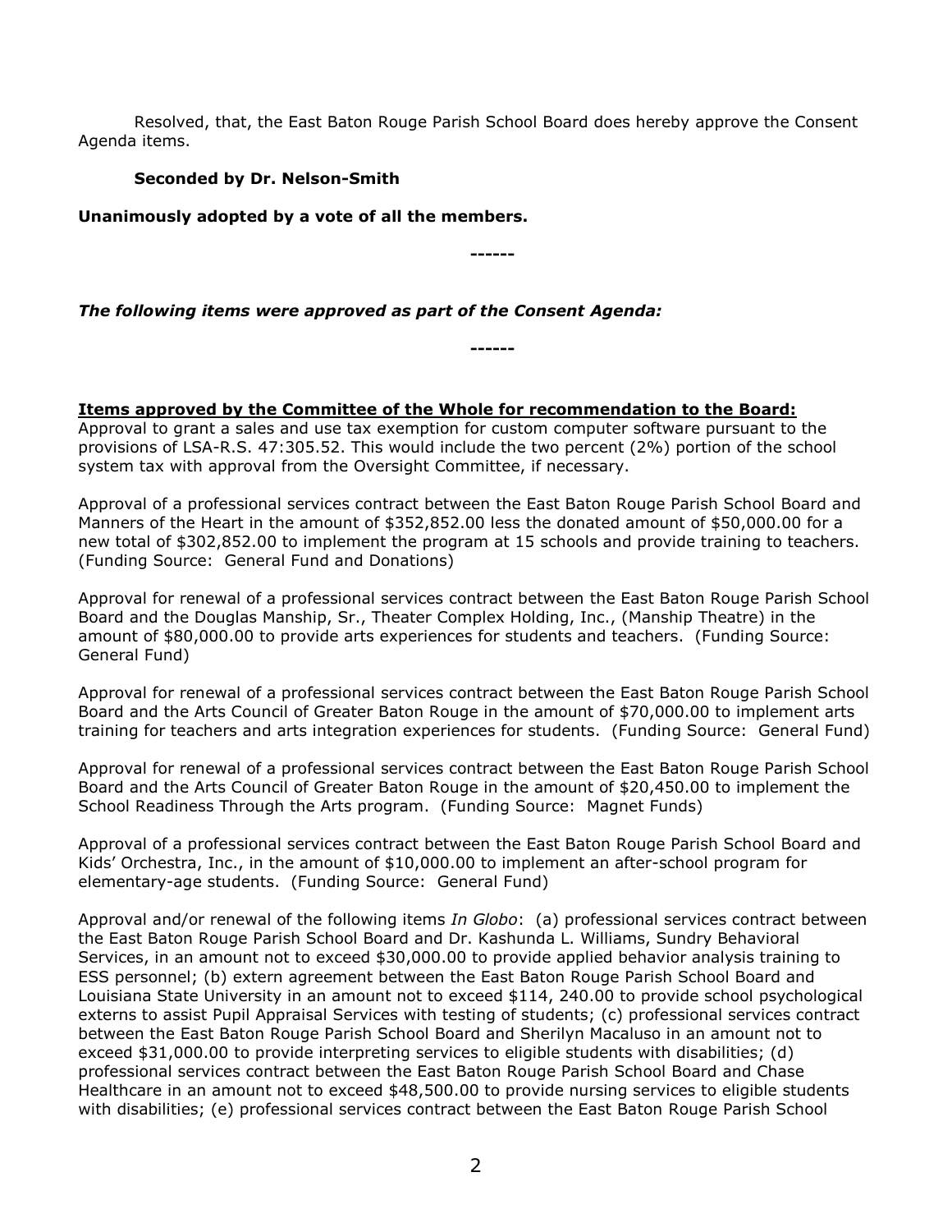Resolved, that, the East Baton Rouge Parish School Board does hereby approve the Consent Agenda items.

**Seconded by Dr. Nelson-Smith**

**Unanimously adopted by a vote of all the members.**

**------**

***The following items were approved as part of the Consent Agenda:***

**------**

**Items approved by the Committee of the Whole for recommendation to the Board:**

Approval to grant a sales and use tax exemption for custom computer software pursuant to the provisions of LSA-R.S. 47:305.52. This would include the two percent (2%) portion of the school system tax with approval from the Oversight Committee, if necessary.

Approval of a professional services contract between the East Baton Rouge Parish School Board and Manners of the Heart in the amount of $352,852.00 less the donated amount of $50,000.00 for a new total of $302,852.00 to implement the program at 15 schools and provide training to teachers. (Funding Source: General Fund and Donations)

Approval for renewal of a professional services contract between the East Baton Rouge Parish School Board and the Douglas Manship, Sr., Theater Complex Holding, Inc., (Manship Theatre) in the amount of $80,000.00 to provide arts experiences for students and teachers. (Funding Source: General Fund)

Approval for renewal of a professional services contract between the East Baton Rouge Parish School Board and the Arts Council of Greater Baton Rouge in the amount of $70,000.00 to implement arts training for teachers and arts integration experiences for students. (Funding Source: General Fund)

Approval for renewal of a professional services contract between the East Baton Rouge Parish School Board and the Arts Council of Greater Baton Rouge in the amount of $20,450.00 to implement the School Readiness Through the Arts program. (Funding Source: Magnet Funds)

Approval of a professional services contract between the East Baton Rouge Parish School Board and Kids' Orchestra, Inc., in the amount of $10,000.00 to implement an after-school program for elementary-age students. (Funding Source: General Fund)

Approval and/or renewal of the following items *In Globo*: (a) professional services contract between the East Baton Rouge Parish School Board and Dr. Kashunda L. Williams, Sundry Behavioral Services, in an amount not to exceed $30,000.00 to provide applied behavior analysis training to ESS personnel; (b) extern agreement between the East Baton Rouge Parish School Board and Louisiana State University in an amount not to exceed $114, 240.00 to provide school psychological externs to assist Pupil Appraisal Services with testing of students; (c) professional services contract between the East Baton Rouge Parish School Board and Sherilyn Macaluso in an amount not to exceed $31,000.00 to provide interpreting services to eligible students with disabilities; (d) professional services contract between the East Baton Rouge Parish School Board and Chase Healthcare in an amount not to exceed $48,500.00 to provide nursing services to eligible students with disabilities; (e) professional services contract between the East Baton Rouge Parish School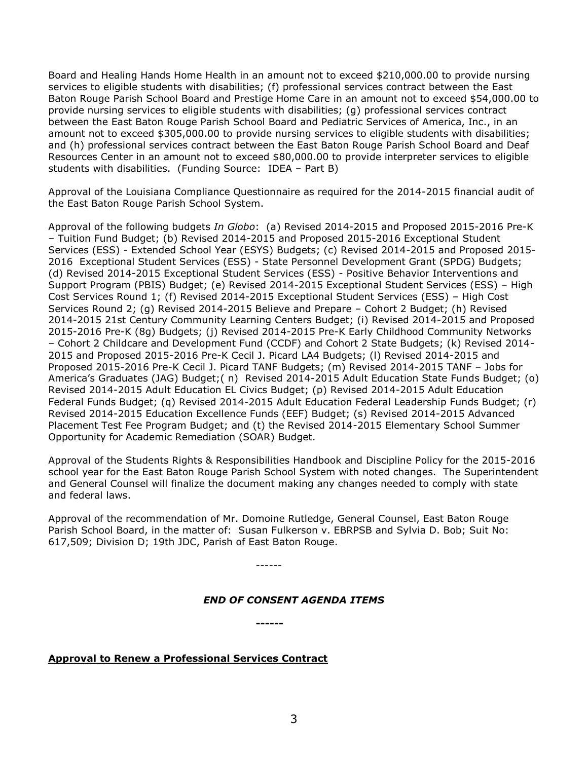Board and Healing Hands Home Health in an amount not to exceed $210,000.00 to provide nursing services to eligible students with disabilities; (f) professional services contract between the East Baton Rouge Parish School Board and Prestige Home Care in an amount not to exceed $54,000.00 to provide nursing services to eligible students with disabilities; (g) professional services contract between the East Baton Rouge Parish School Board and Pediatric Services of America, Inc., in an amount not to exceed $305,000.00 to provide nursing services to eligible students with disabilities; and (h) professional services contract between the East Baton Rouge Parish School Board and Deaf Resources Center in an amount not to exceed $80,000.00 to provide interpreter services to eligible students with disabilities. (Funding Source: IDEA – Part B)

Approval of the Louisiana Compliance Questionnaire as required for the 2014-2015 financial audit of the East Baton Rouge Parish School System.

Approval of the following budgets *In Globo*: (a) Revised 2014-2015 and Proposed 2015-2016 Pre-K – Tuition Fund Budget; (b) Revised 2014-2015 and Proposed 2015-2016 Exceptional Student Services (ESS) - Extended School Year (ESYS) Budgets; (c) Revised 2014-2015 and Proposed 2015-2016 Exceptional Student Services (ESS) - State Personnel Development Grant (SPDG) Budgets; (d) Revised 2014-2015 Exceptional Student Services (ESS) - Positive Behavior Interventions and Support Program (PBIS) Budget; (e) Revised 2014-2015 Exceptional Student Services (ESS) – High Cost Services Round 1; (f) Revised 2014-2015 Exceptional Student Services (ESS) – High Cost Services Round 2; (g) Revised 2014-2015 Believe and Prepare – Cohort 2 Budget; (h) Revised 2014-2015 21st Century Community Learning Centers Budget; (i) Revised 2014-2015 and Proposed 2015-2016 Pre-K (8g) Budgets; (j) Revised 2014-2015 Pre-K Early Childhood Community Networks – Cohort 2 Childcare and Development Fund (CCDF) and Cohort 2 State Budgets; (k) Revised 2014-2015 and Proposed 2015-2016 Pre-K Cecil J. Picard LA4 Budgets; (l) Revised 2014-2015 and Proposed 2015-2016 Pre-K Cecil J. Picard TANF Budgets; (m) Revised 2014-2015 TANF – Jobs for America's Graduates (JAG) Budget;( n) Revised 2014-2015 Adult Education State Funds Budget; (o) Revised 2014-2015 Adult Education EL Civics Budget; (p) Revised 2014-2015 Adult Education Federal Funds Budget; (q) Revised 2014-2015 Adult Education Federal Leadership Funds Budget; (r) Revised 2014-2015 Education Excellence Funds (EEF) Budget; (s) Revised 2014-2015 Advanced Placement Test Fee Program Budget; and (t) the Revised 2014-2015 Elementary School Summer Opportunity for Academic Remediation (SOAR) Budget.

Approval of the Students Rights & Responsibilities Handbook and Discipline Policy for the 2015-2016 school year for the East Baton Rouge Parish School System with noted changes. The Superintendent and General Counsel will finalize the document making any changes needed to comply with state and federal laws.

Approval of the recommendation of Mr. Domoine Rutledge, General Counsel, East Baton Rouge Parish School Board, in the matter of: Susan Fulkerson v. EBRPSB and Sylvia D. Bob; Suit No: 617,509; Division D; 19th JDC, Parish of East Baton Rouge.

------

***END OF CONSENT AGENDA ITEMS***

**------**

**Approval to Renew a Professional Services Contract**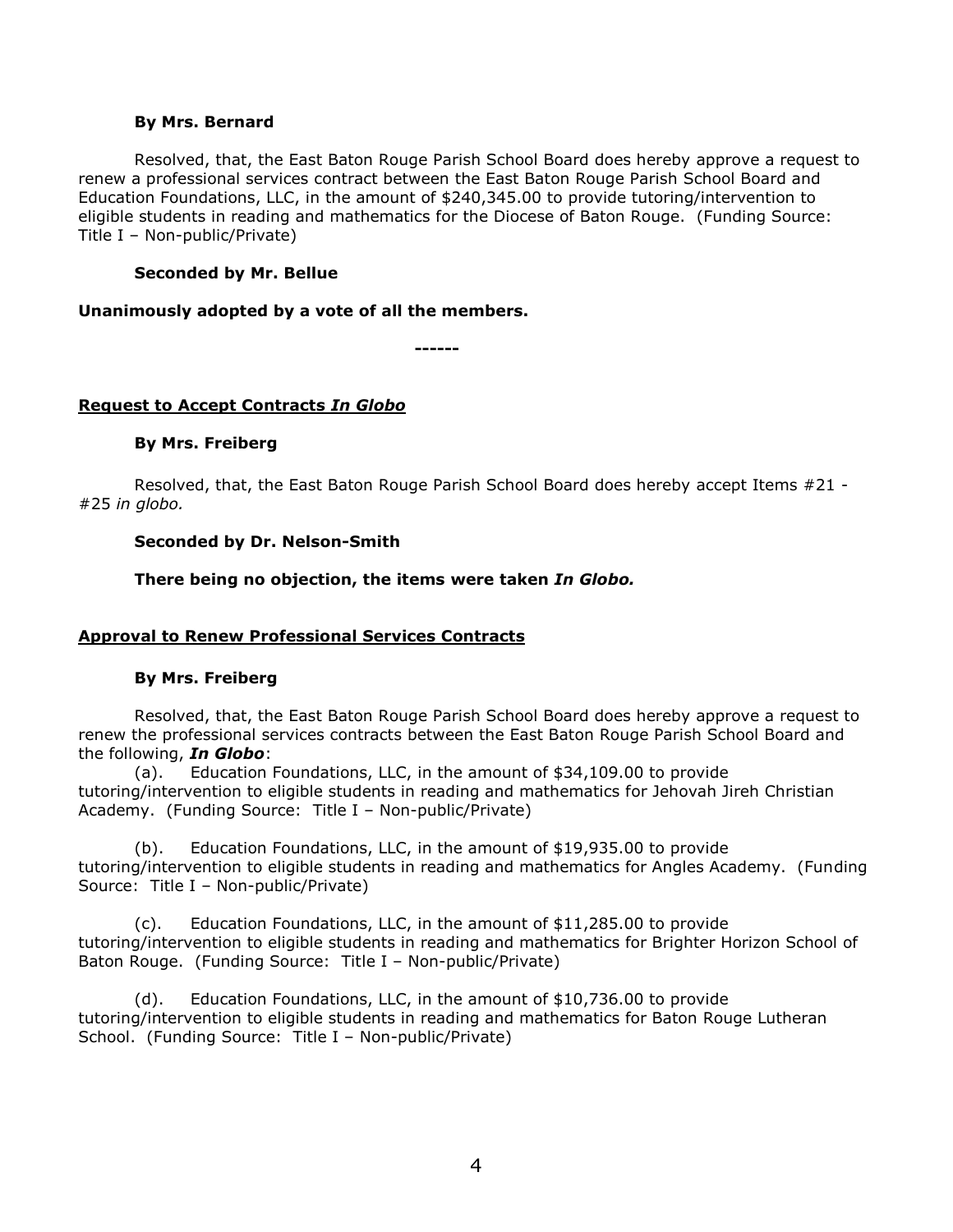**By Mrs. Bernard**

Resolved, that, the East Baton Rouge Parish School Board does hereby approve a request to renew a professional services contract between the East Baton Rouge Parish School Board and Education Foundations, LLC, in the amount of $240,345.00 to provide tutoring/intervention to eligible students in reading and mathematics for the Diocese of Baton Rouge. (Funding Source: Title I – Non-public/Private)

**Seconded by Mr. Bellue**

**Unanimously adopted by a vote of all the members.**

**------**

## Request to Accept Contracts *In Globo*

**By Mrs. Freiberg**

Resolved, that, the East Baton Rouge Parish School Board does hereby accept Items #21 - #25 *in globo.*

**Seconded by Dr. Nelson-Smith**

**There being no objection, the items were taken *In Globo.***

## Approval to Renew Professional Services Contracts

**By Mrs. Freiberg**

Resolved, that, the East Baton Rouge Parish School Board does hereby approve a request to renew the professional services contracts between the East Baton Rouge Parish School Board and the following, ***In Globo***:

(a). Education Foundations, LLC, in the amount of $34,109.00 to provide tutoring/intervention to eligible students in reading and mathematics for Jehovah Jireh Christian Academy. (Funding Source: Title I – Non-public/Private)

(b). Education Foundations, LLC, in the amount of $19,935.00 to provide tutoring/intervention to eligible students in reading and mathematics for Angles Academy. (Funding Source: Title I – Non-public/Private)

(c). Education Foundations, LLC, in the amount of $11,285.00 to provide tutoring/intervention to eligible students in reading and mathematics for Brighter Horizon School of Baton Rouge. (Funding Source: Title I – Non-public/Private)

(d). Education Foundations, LLC, in the amount of $10,736.00 to provide tutoring/intervention to eligible students in reading and mathematics for Baton Rouge Lutheran School. (Funding Source: Title I – Non-public/Private)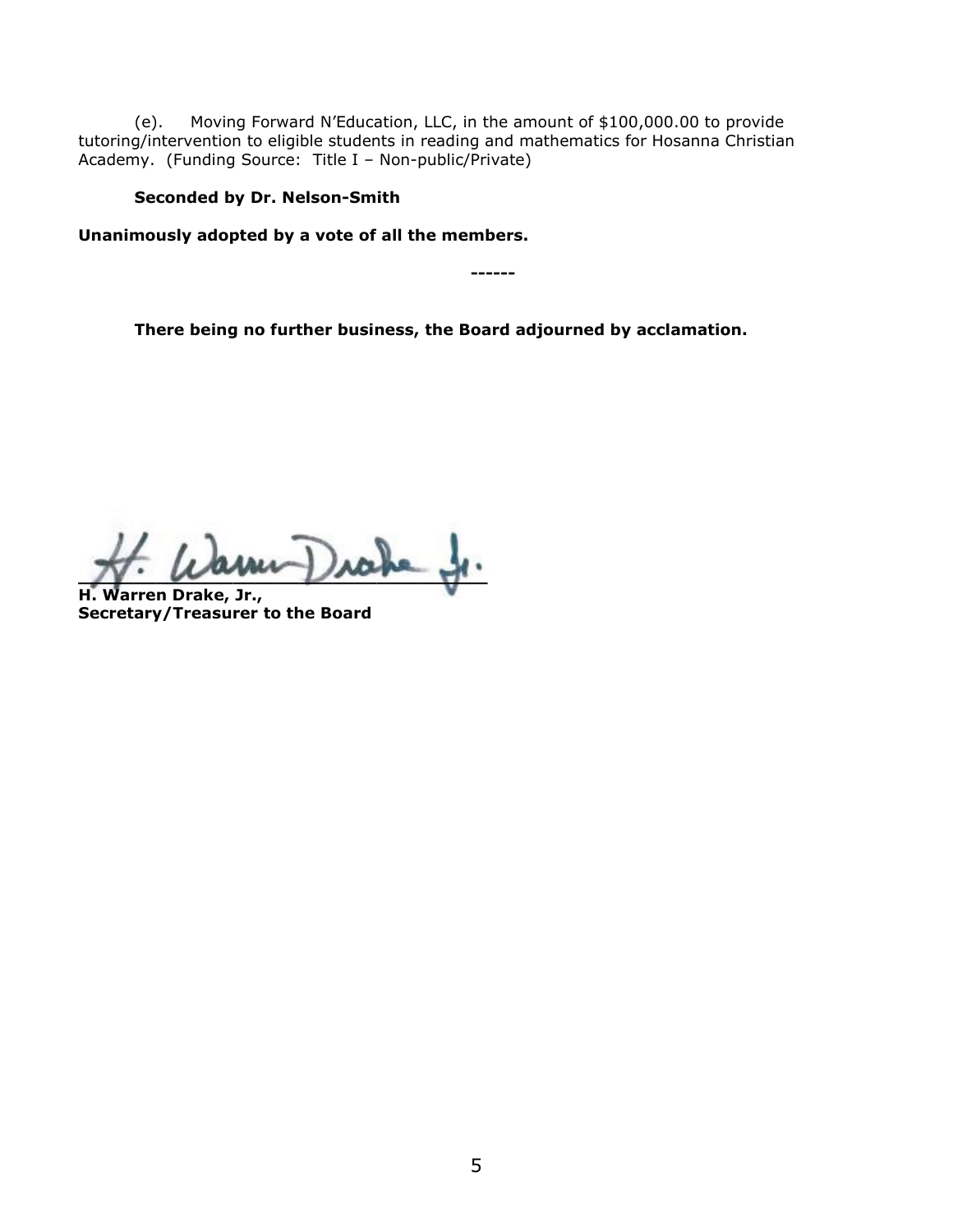(e). Moving Forward N'Education, LLC, in the amount of $100,000.00 to provide tutoring/intervention to eligible students in reading and mathematics for Hosanna Christian Academy. (Funding Source: Title I – Non-public/Private)

**Seconded by Dr. Nelson-Smith**

**Unanimously adopted by a vote of all the members.**

**------**

**There being no further business, the Board adjourned by acclamation.**

**H. Warren Drake, Jr.,**
**Secretary/Treasurer to the Board**